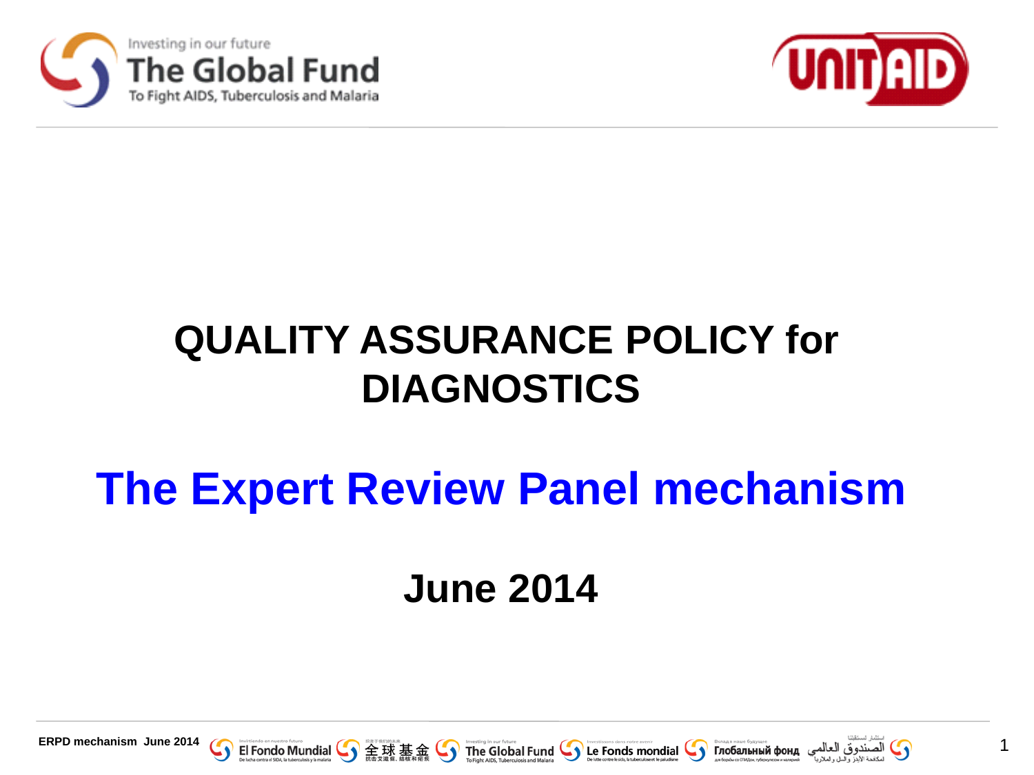# QUALITY ASSURANCE POLICY for DIAGNOSTICS

## The Expert Review Panel mechanism

**June 2014**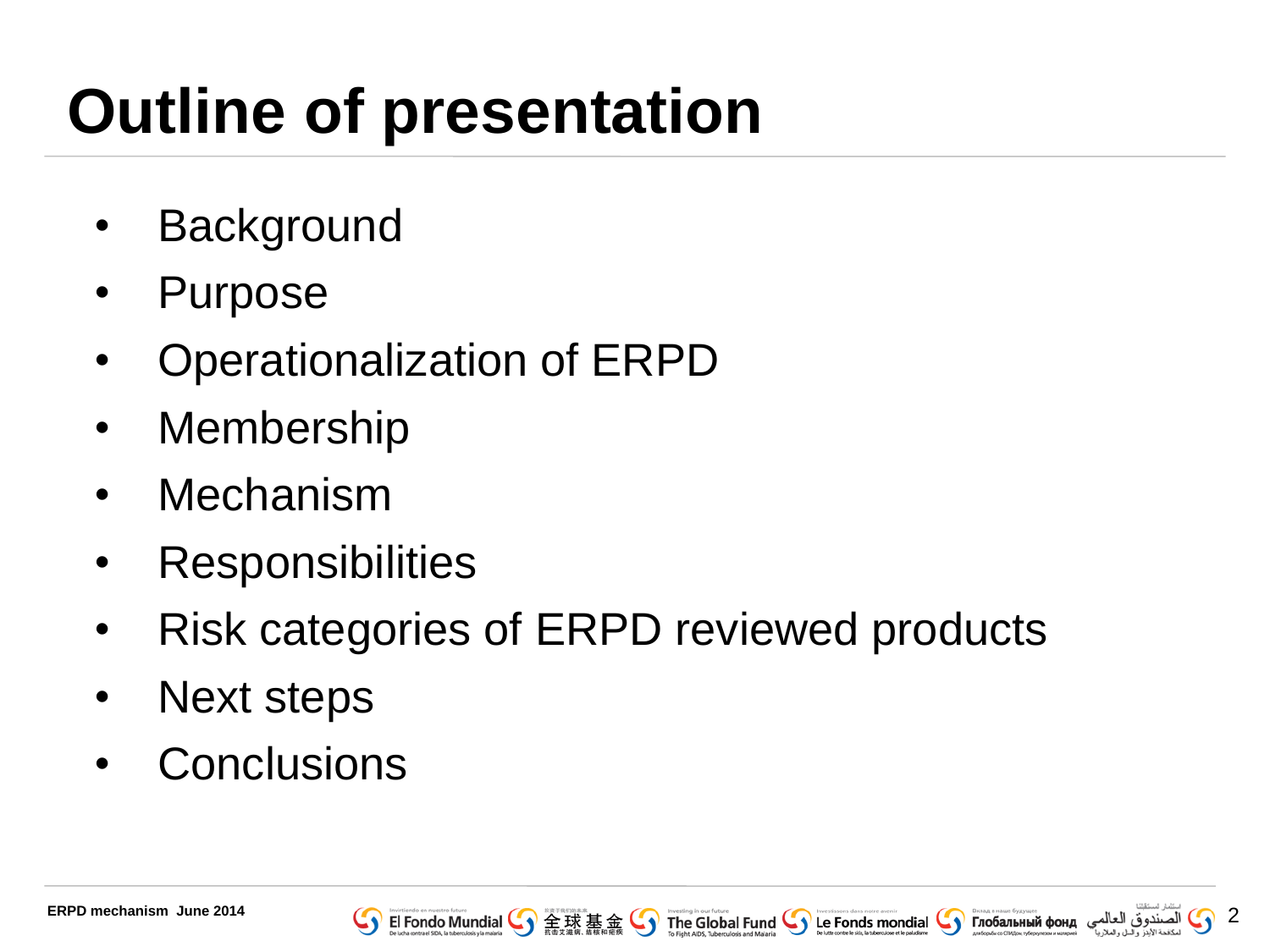# Outline of presentation

- Background
- Purpose
- Operationalization of ERPD
- Membership
- Mechanism
- Responsibilities
- Risk categories of ERPD reviewed products
- Next steps
- Conclusions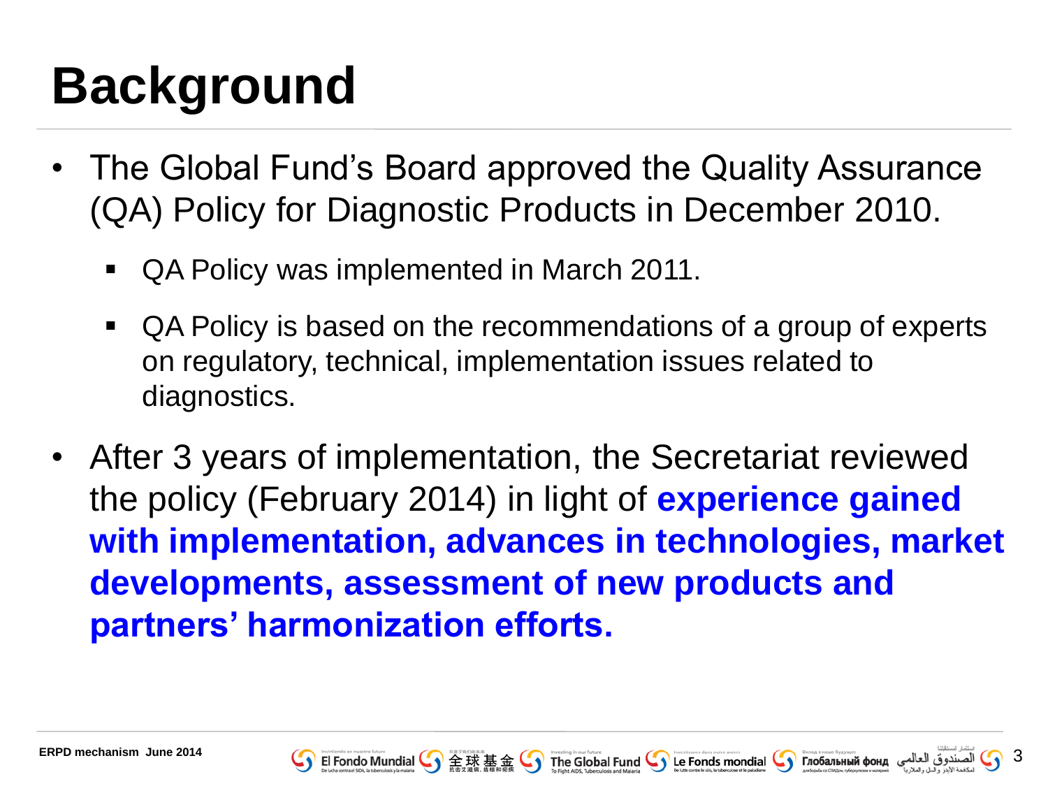# Background

- The Global Fund's Board approved the Quality Assurance (QA) Policy for Diagnostic Products in December 2010.
  - QA Policy was implemented in March 2011.
  - QA Policy is based on the recommendations of a group of experts on regulatory, technical, implementation issues related to diagnostics.
- After 3 years of implementation, the Secretariat reviewed the policy (February 2014) in light of **experience gained with implementation, advances in technologies, market developments, assessment of new products and partners' harmonization efforts.**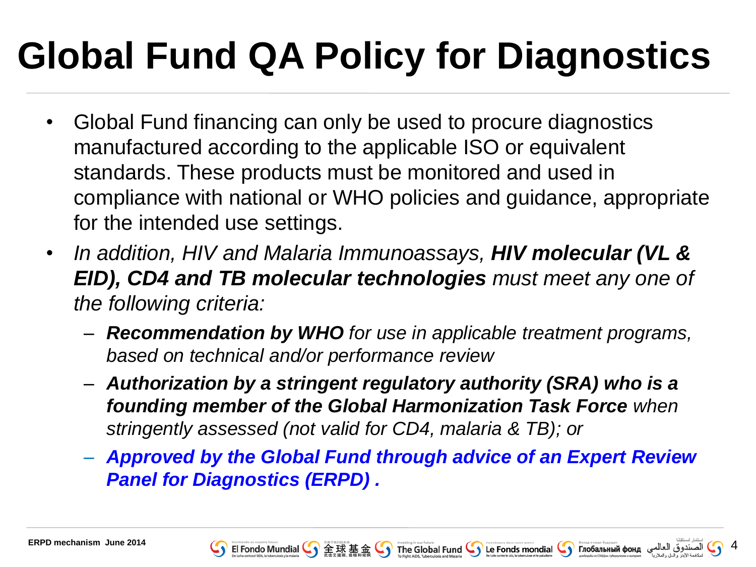# Global Fund QA Policy for Diagnostics

- Global Fund financing can only be used to procure diagnostics manufactured according to the applicable ISO or equivalent standards. These products must be monitored and used in compliance with national or WHO policies and guidance, appropriate for the intended use settings.
- *In addition, HIV and Malaria Immunoassays, **HIV molecular (VL & EID), CD4 and TB molecular technologies** must meet any one of the following criteria:*
  - ***Recommendation by WHO** for use in applicable treatment programs, based on technical and/or performance review*
  - ***Authorization by a stringent regulatory authority (SRA) who is a founding member of the Global Harmonization Task Force** when stringently assessed (not valid for CD4, malaria & TB); or*
  - ***Approved by the Global Fund through advice of an Expert Review Panel for Diagnostics (ERPD) .***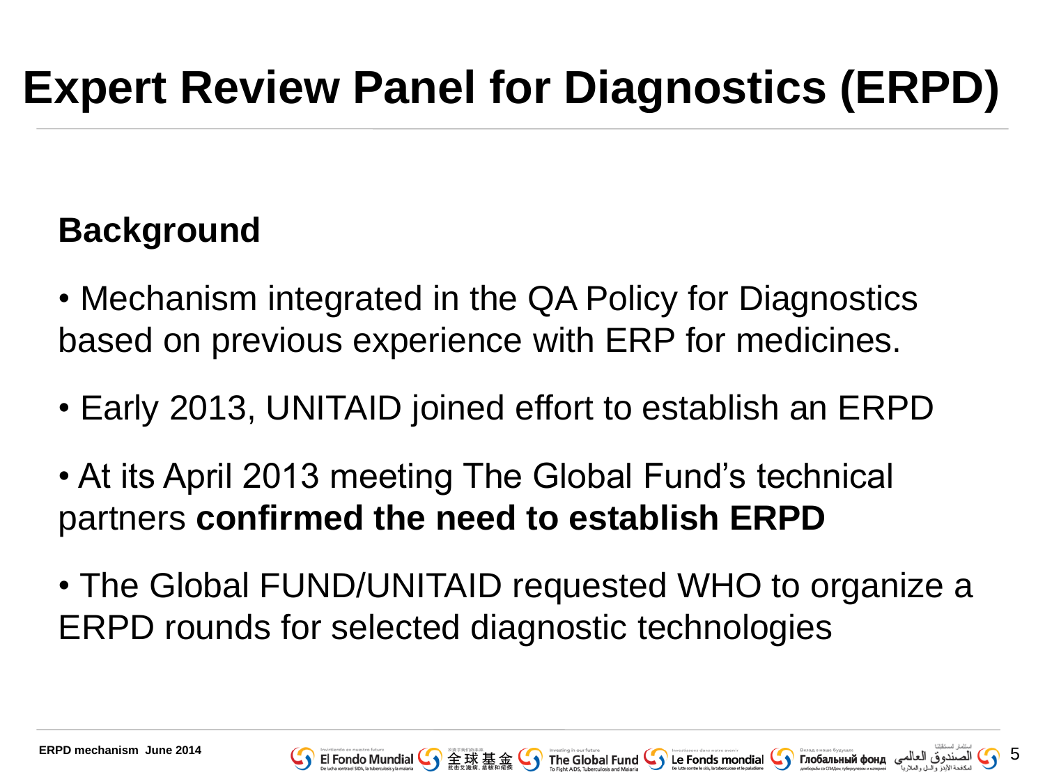# Expert Review Panel for Diagnostics (ERPD)

## Background

- Mechanism integrated in the QA Policy for Diagnostics based on previous experience with ERP for medicines.
- Early 2013, UNITAID joined effort to establish an ERPD
- At its April 2013 meeting The Global Fund's technical partners **confirmed the need to establish ERPD**
- The Global FUND/UNITAID requested WHO to organize a ERPD rounds for selected diagnostic technologies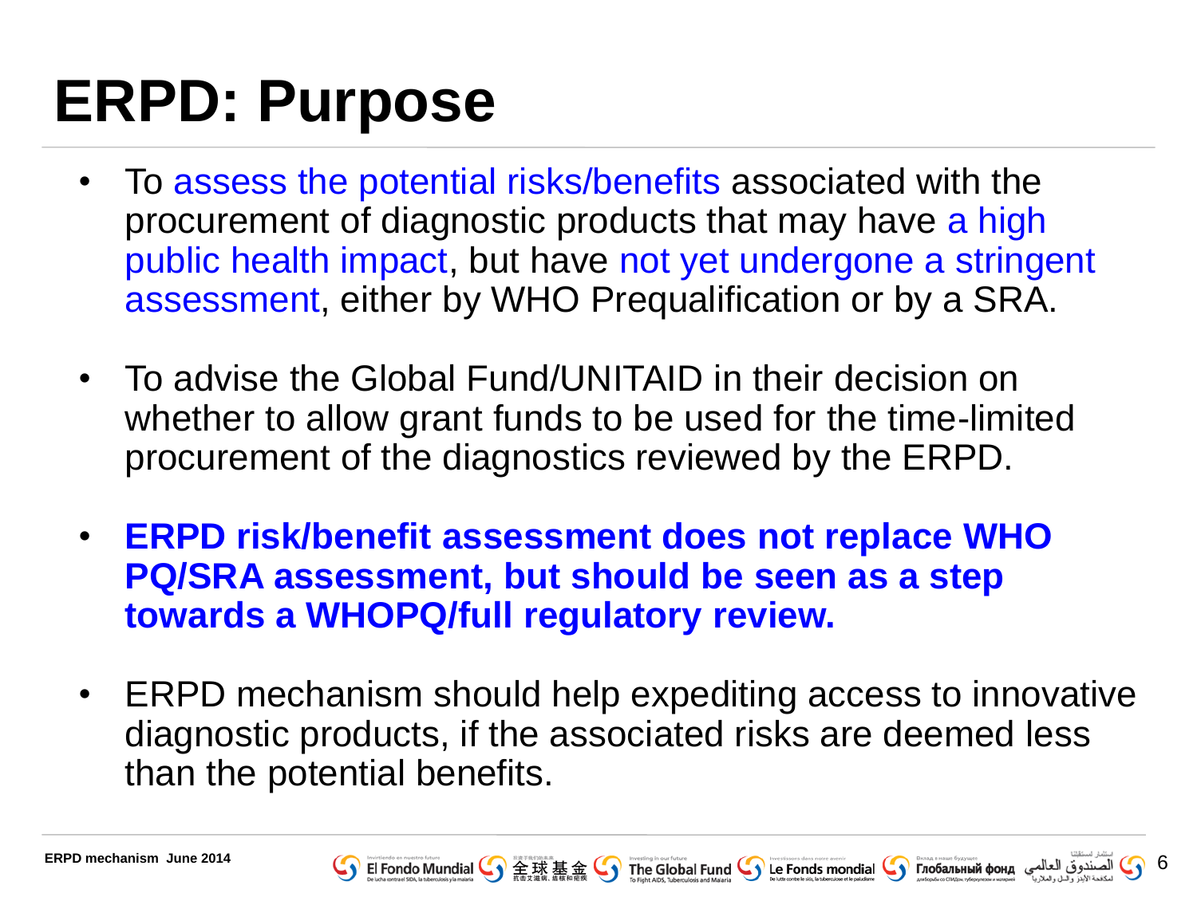# ERPD: Purpose

- To assess the potential risks/benefits associated with the procurement of diagnostic products that may have a high public health impact, but have not yet undergone a stringent assessment, either by WHO Prequalification or by a SRA.

- To advise the Global Fund/UNITAID in their decision on whether to allow grant funds to be used for the time-limited procurement of the diagnostics reviewed by the ERPD.

- **ERPD risk/benefit assessment does not replace WHO PQ/SRA assessment, but should be seen as a step towards a WHOPQ/full regulatory review.**

- ERPD mechanism should help expediting access to innovative diagnostic products, if the associated risks are deemed less than the potential benefits.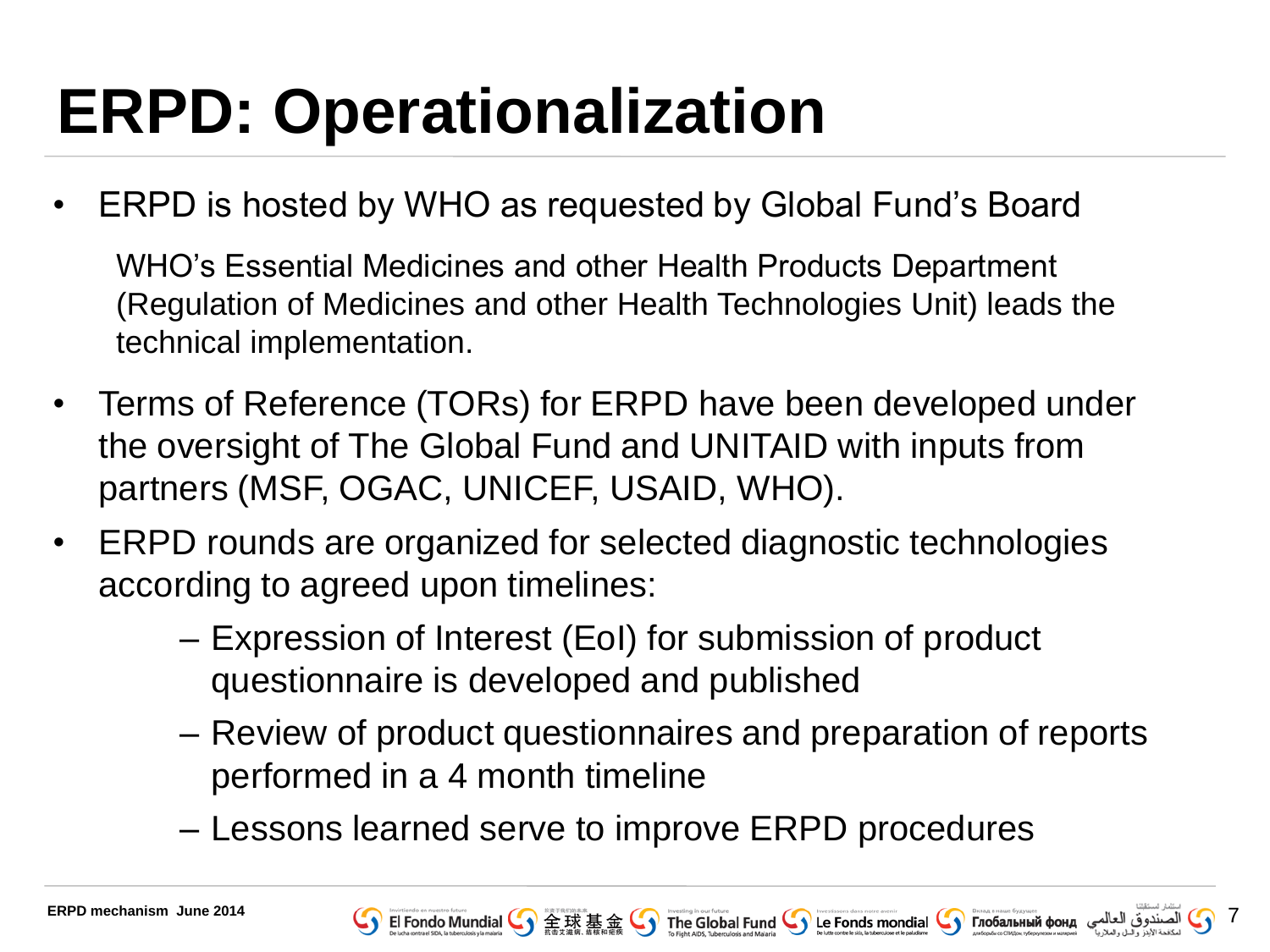# ERPD: Operationalization

- ERPD is hosted by WHO as requested by Global Fund's Board

  WHO's Essential Medicines and other Health Products Department (Regulation of Medicines and other Health Technologies Unit) leads the technical implementation.

- Terms of Reference (TORs) for ERPD have been developed under the oversight of The Global Fund and UNITAID with inputs from partners (MSF, OGAC, UNICEF, USAID, WHO).
- ERPD rounds are organized for selected diagnostic technologies according to agreed upon timelines:
  - Expression of Interest (EoI) for submission of product questionnaire is developed and published
  - Review of product questionnaires and preparation of reports performed in a 4 month timeline
  - Lessons learned serve to improve ERPD procedures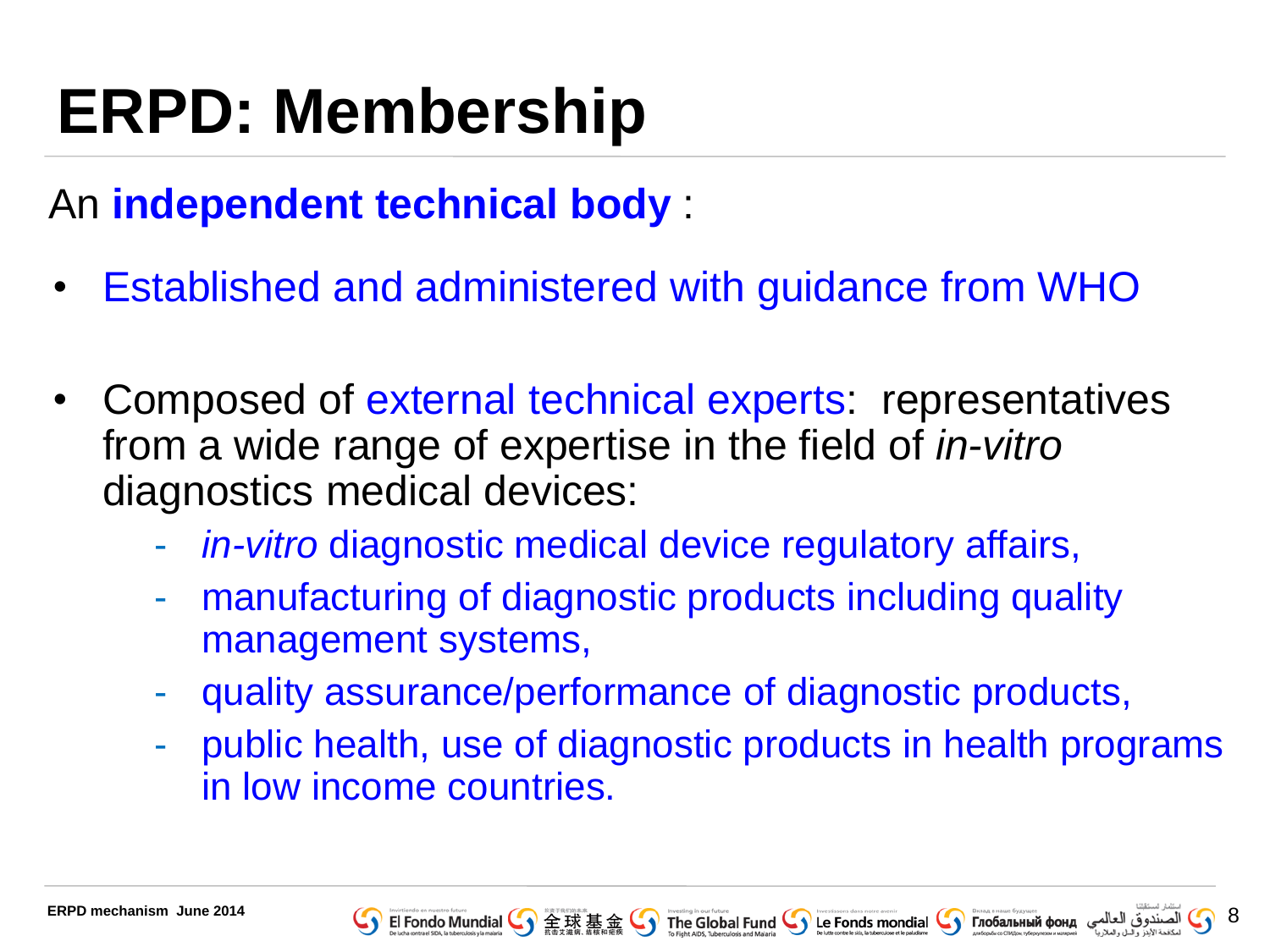# ERPD: Membership

An **independent technical body** :

- Established and administered with guidance from WHO
- Composed of external technical experts: representatives from a wide range of expertise in the field of *in-vitro* diagnostics medical devices:
  - *in-vitro* diagnostic medical device regulatory affairs,
  - manufacturing of diagnostic products including quality management systems,
  - quality assurance/performance of diagnostic products,
  - public health, use of diagnostic products in health programs in low income countries.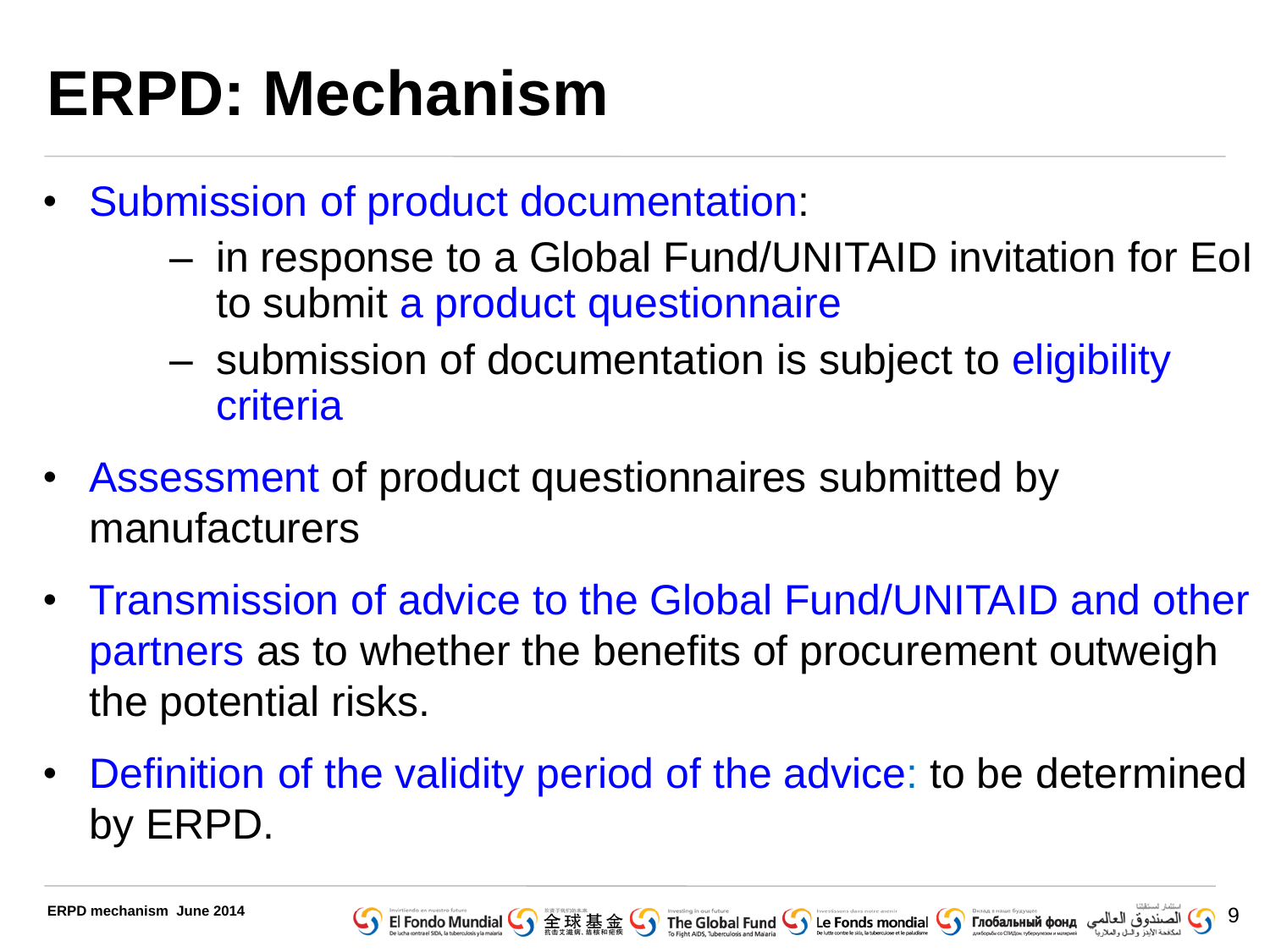# ERPD: Mechanism

- Submission of product documentation:
  - in response to a Global Fund/UNITAID invitation for EoI to submit a product questionnaire
  - submission of documentation is subject to eligibility criteria
- Assessment of product questionnaires submitted by manufacturers
- Transmission of advice to the Global Fund/UNITAID and other partners as to whether the benefits of procurement outweigh the potential risks.
- Definition of the validity period of the advice: to be determined by ERPD.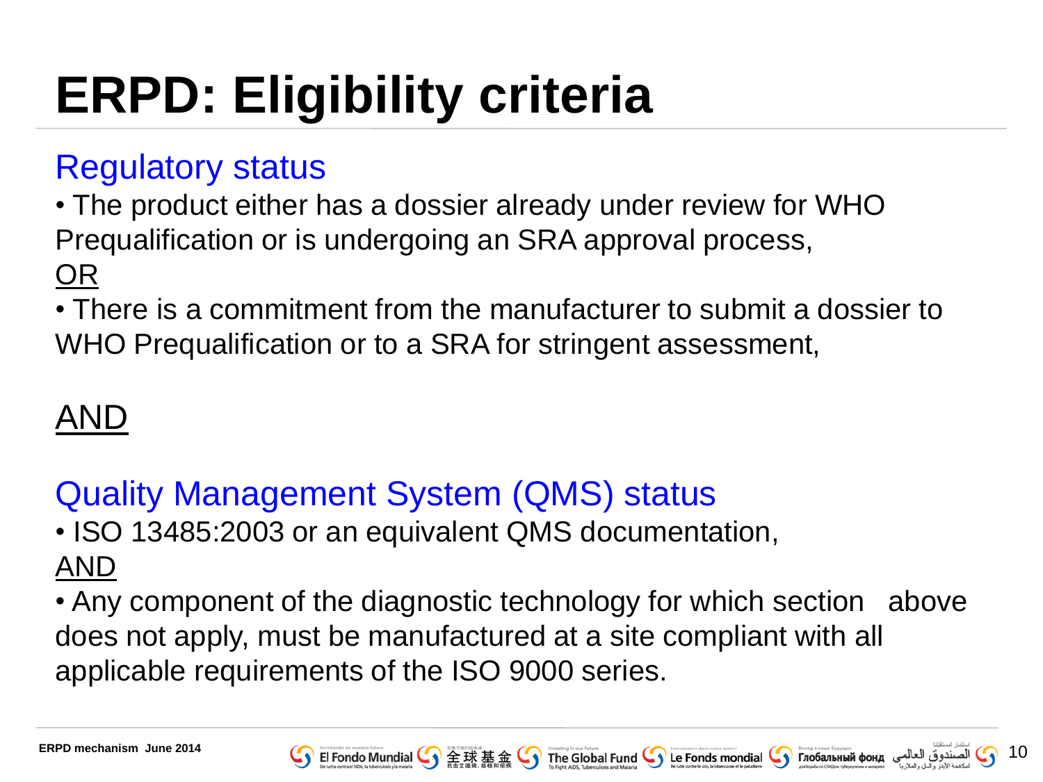# ERPD: Eligibility criteria

## Regulatory status

- The product either has a dossier already under review for WHO Prequalification or is undergoing an SRA approval process,

OR

- There is a commitment from the manufacturer to submit a dossier to WHO Prequalification or to a SRA for stringent assessment,

AND

## Quality Management System (QMS) status

- ISO 13485:2003 or an equivalent QMS documentation,

AND

- Any component of the diagnostic technology for which section   above does not apply, must be manufactured at a site compliant with all applicable requirements of the ISO 9000 series.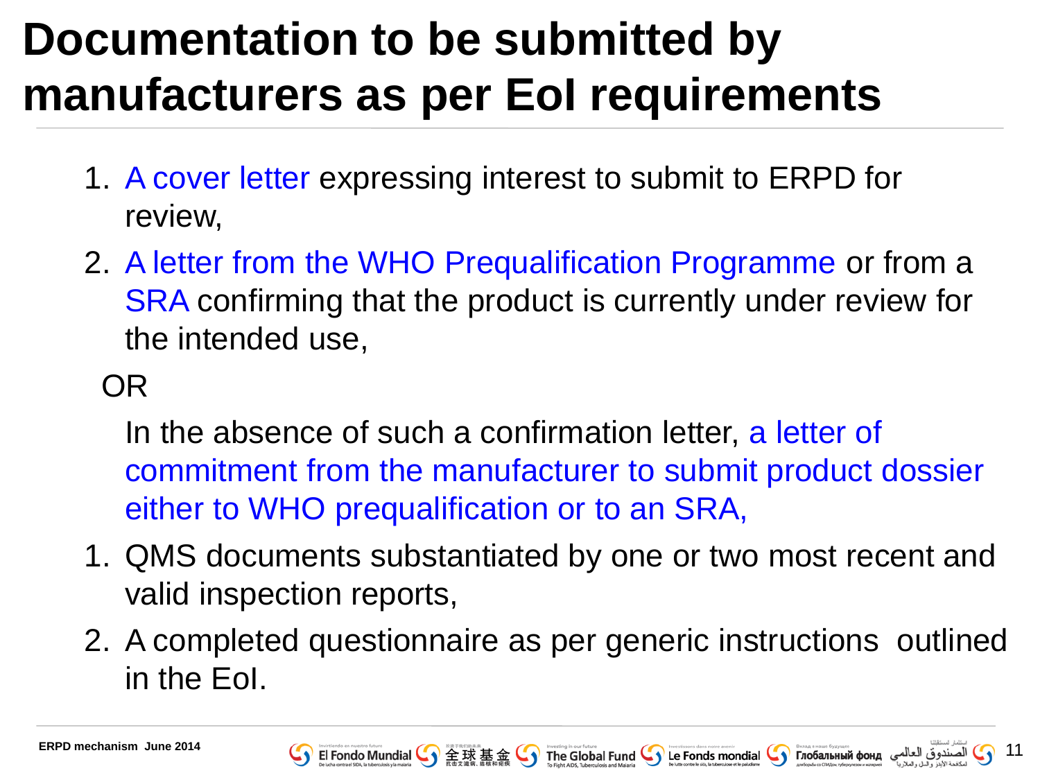# Documentation to be submitted by manufacturers as per EoI requirements

1. A cover letter expressing interest to submit to ERPD for review,
2. A letter from the WHO Prequalification Programme or from a SRA confirming that the product is currently under review for the intended use,

   OR

   In the absence of such a confirmation letter, a letter of commitment from the manufacturer to submit product dossier either to WHO prequalification or to an SRA,

1. QMS documents substantiated by one or two most recent and valid inspection reports,
2. A completed questionnaire as per generic instructions outlined in the EoI.

ERPD mechanism June 2014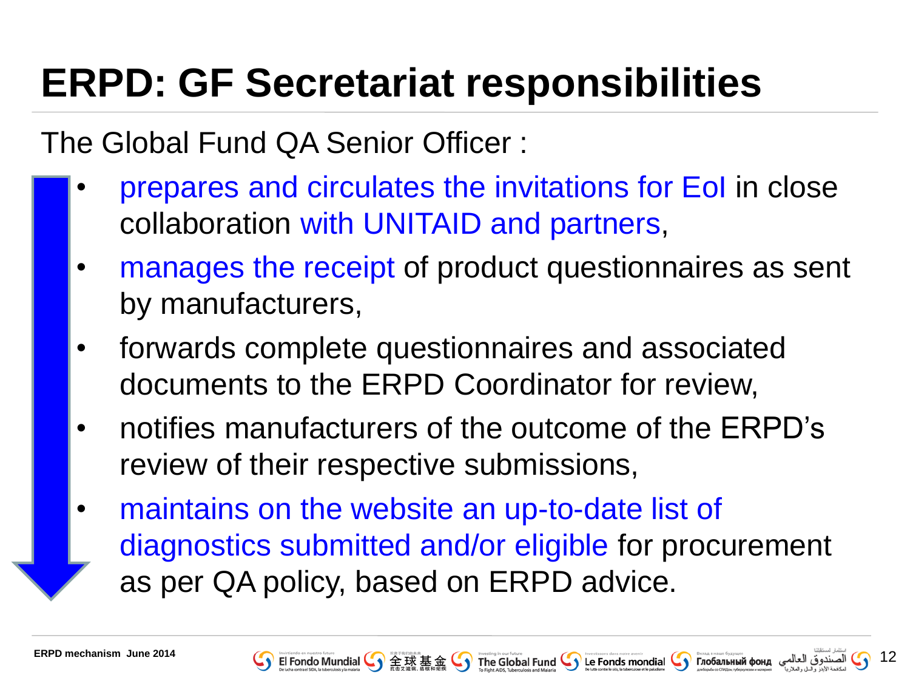# ERPD: GF Secretariat responsibilities

The Global Fund QA Senior Officer :

- prepares and circulates the invitations for EoI in close collaboration with UNITAID and partners,
- manages the receipt of product questionnaires as sent by manufacturers,
- forwards complete questionnaires and associated documents to the ERPD Coordinator for review,
- notifies manufacturers of the outcome of the ERPD's review of their respective submissions,
- maintains on the website an up-to-date list of diagnostics submitted and/or eligible for procurement as per QA policy, based on ERPD advice.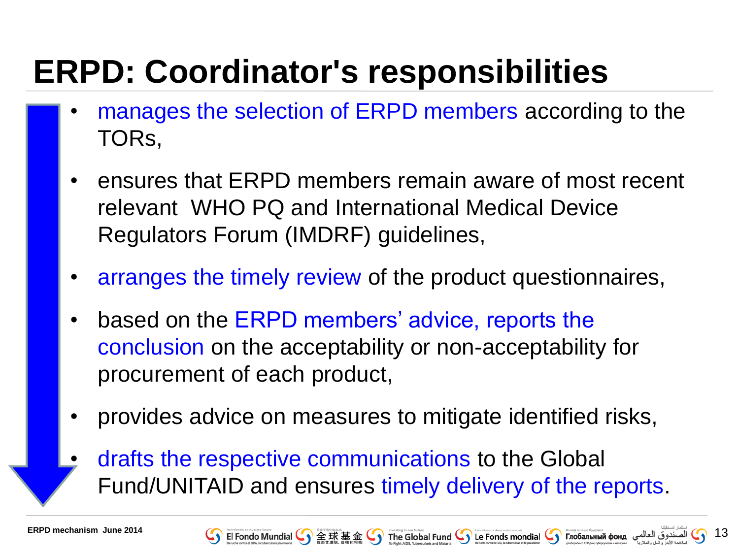# ERPD: Coordinator's responsibilities

- manages the selection of ERPD members according to the TORs,
- ensures that ERPD members remain aware of most recent relevant WHO PQ and International Medical Device Regulators Forum (IMDRF) guidelines,
- arranges the timely review of the product questionnaires,
- based on the ERPD members' advice, reports the conclusion on the acceptability or non-acceptability for procurement of each product,
- provides advice on measures to mitigate identified risks,
- drafts the respective communications to the Global Fund/UNITAID and ensures timely delivery of the reports.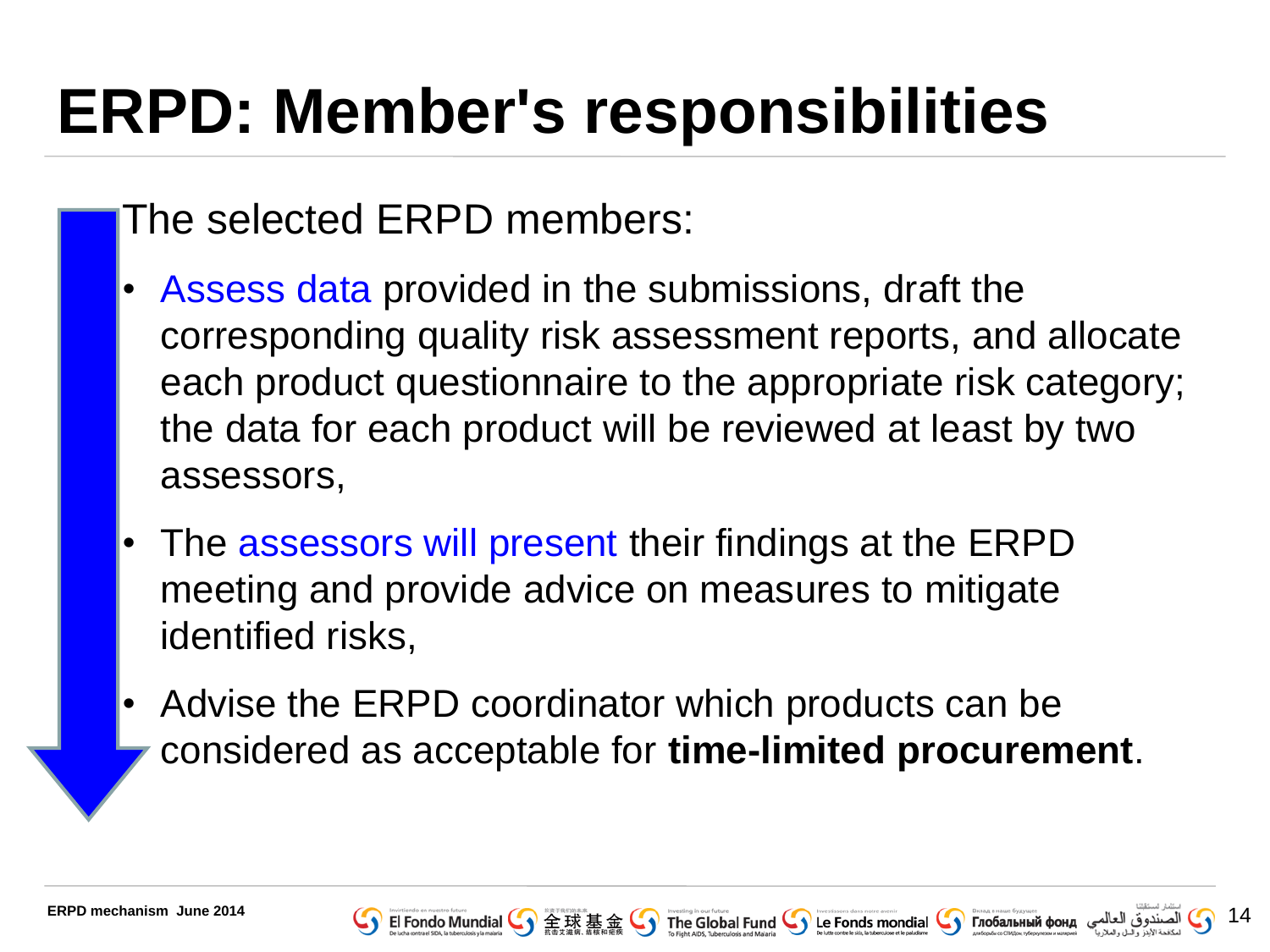# ERPD: Member's responsibilities

The selected ERPD members:

- Assess data provided in the submissions, draft the corresponding quality risk assessment reports, and allocate each product questionnaire to the appropriate risk category; the data for each product will be reviewed at least by two assessors,
- The assessors will present their findings at the ERPD meeting and provide advice on measures to mitigate identified risks,
- Advise the ERPD coordinator which products can be considered as acceptable for **time-limited procurement**.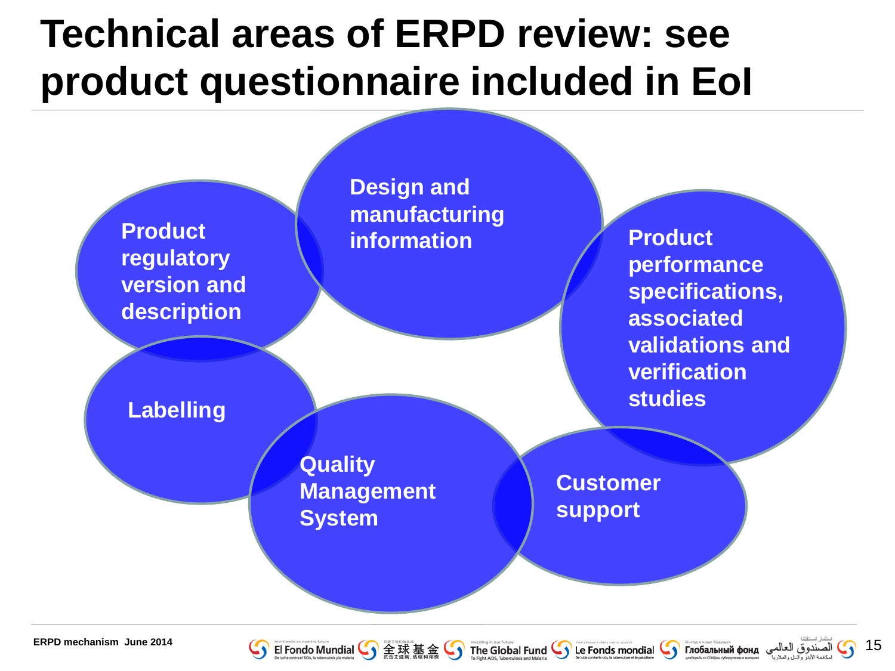# Technical areas of ERPD review: see product questionnaire included in EoI

- Product regulatory version and description
- Design and manufacturing information
- Product performance specifications, associated validations and verification studies
- Labelling
- Quality Management System
- Customer support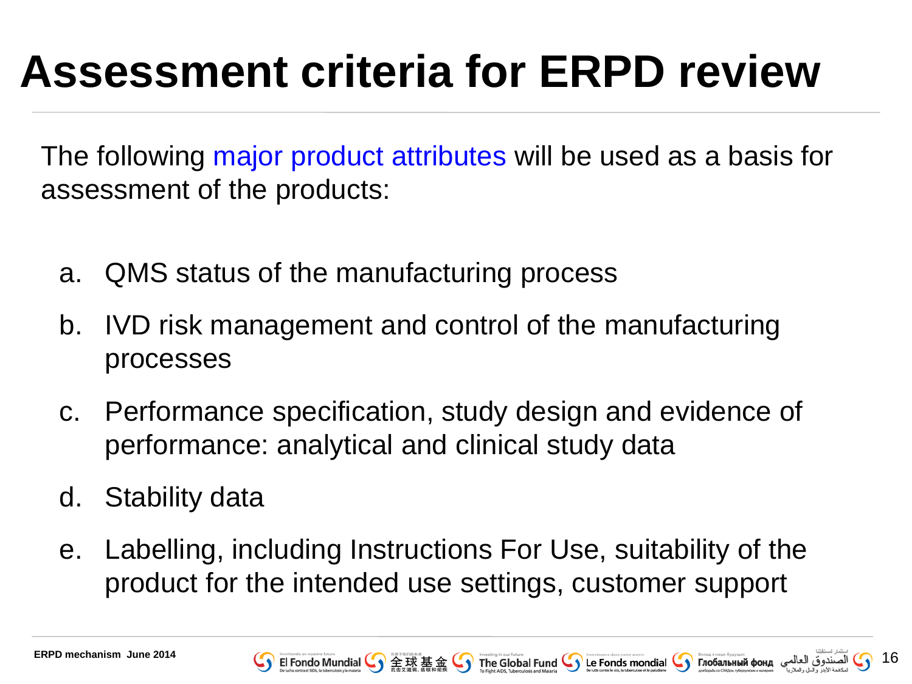# Assessment criteria for ERPD review

The following major product attributes will be used as a basis for assessment of the products:

a. QMS status of the manufacturing process

b. IVD risk management and control of the manufacturing processes

c. Performance specification, study design and evidence of performance: analytical and clinical study data

d. Stability data

e. Labelling, including Instructions For Use, suitability of the product for the intended use settings, customer support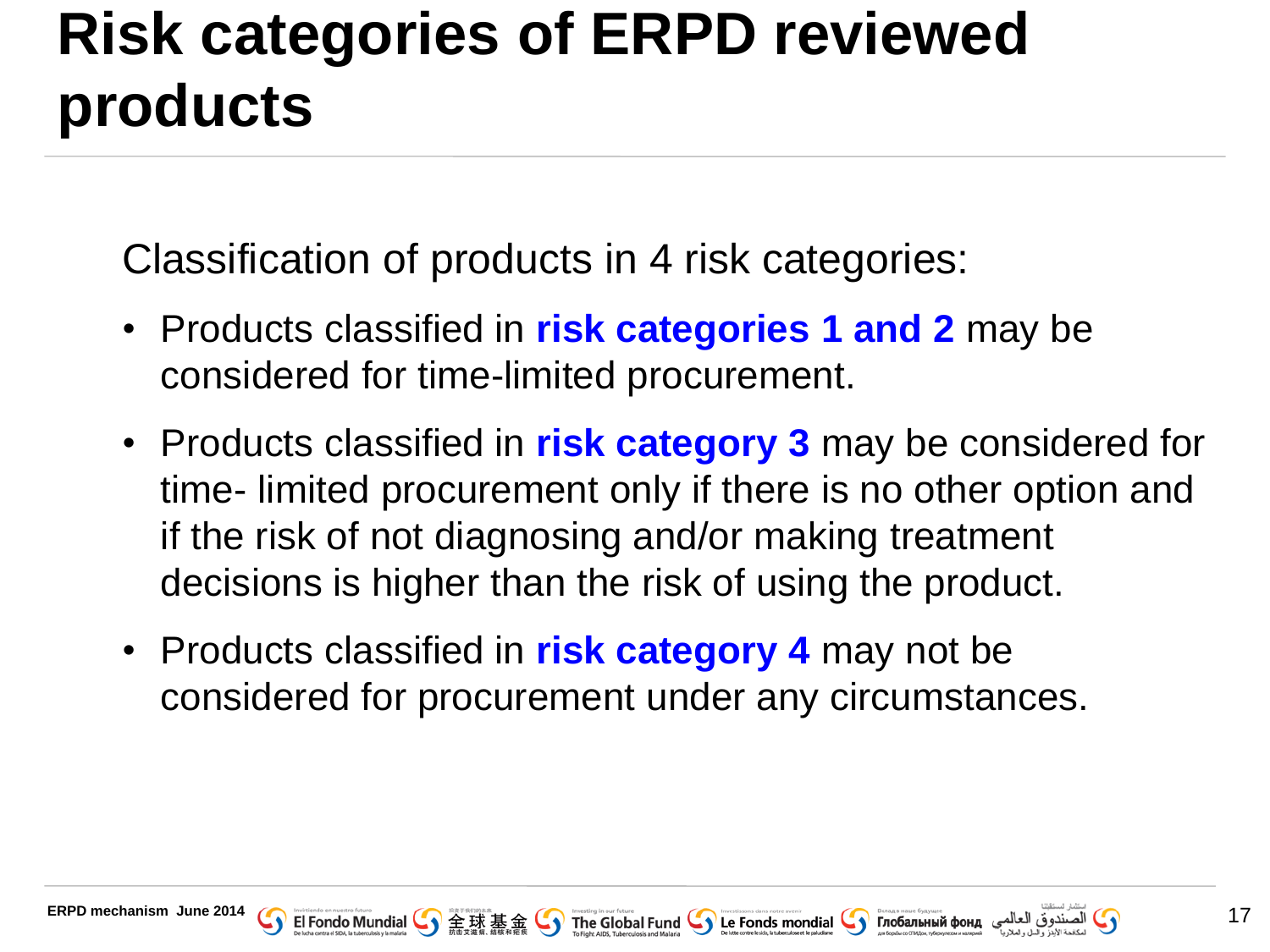# Risk categories of ERPD reviewed products

Classification of products in 4 risk categories:

- Products classified in **risk categories 1 and 2** may be considered for time-limited procurement.
- Products classified in **risk category 3** may be considered for time- limited procurement only if there is no other option and if the risk of not diagnosing and/or making treatment decisions is higher than the risk of using the product.
- Products classified in **risk category 4** may not be considered for procurement under any circumstances.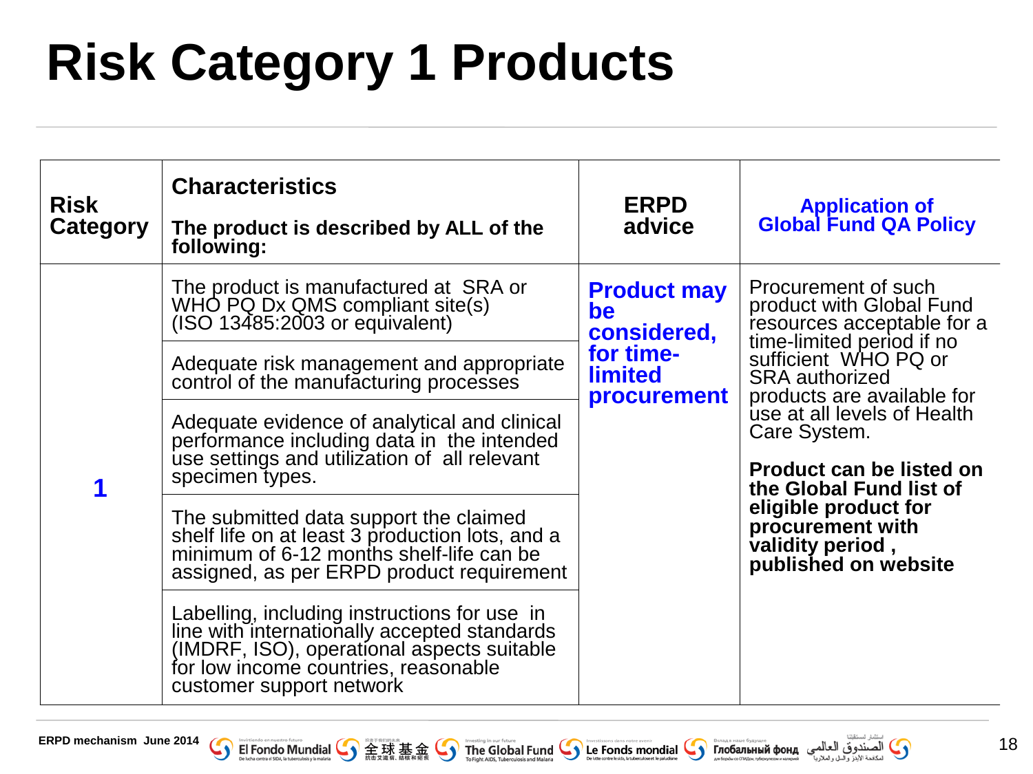# Risk Category 1 Products

| Risk Category | Characteristics<br><br>The product is described by ALL of the following: | ERPD advice | Application of Global Fund QA Policy |
|---|---|---|---|
| **1** | The product is manufactured at SRA or WHO PQ Dx QMS compliant site(s) (ISO 13485:2003 or equivalent) | **Product may be considered, for time-limited procurement** | Procurement of such product with Global Fund resources acceptable for a time-limited period if no sufficient WHO PQ or SRA authorized products are available for use at all levels of Health Care System.<br><br>**Product can be listed on the Global Fund list of eligible product for procurement with validity period , published on website** |
| | Adequate risk management and appropriate control of the manufacturing processes | | |
| | Adequate evidence of analytical and clinical performance including data in the intended use settings and utilization of all relevant specimen types. | | |
| | The submitted data support the claimed shelf life on at least 3 production lots, and a minimum of 6-12 months shelf-life can be assigned, as per ERPD product requirement | | |
| | Labelling, including instructions for use in line with internationally accepted standards (IMDRF, ISO), operational aspects suitable for low income countries, reasonable customer support network | | |

ERPD mechanism June 2014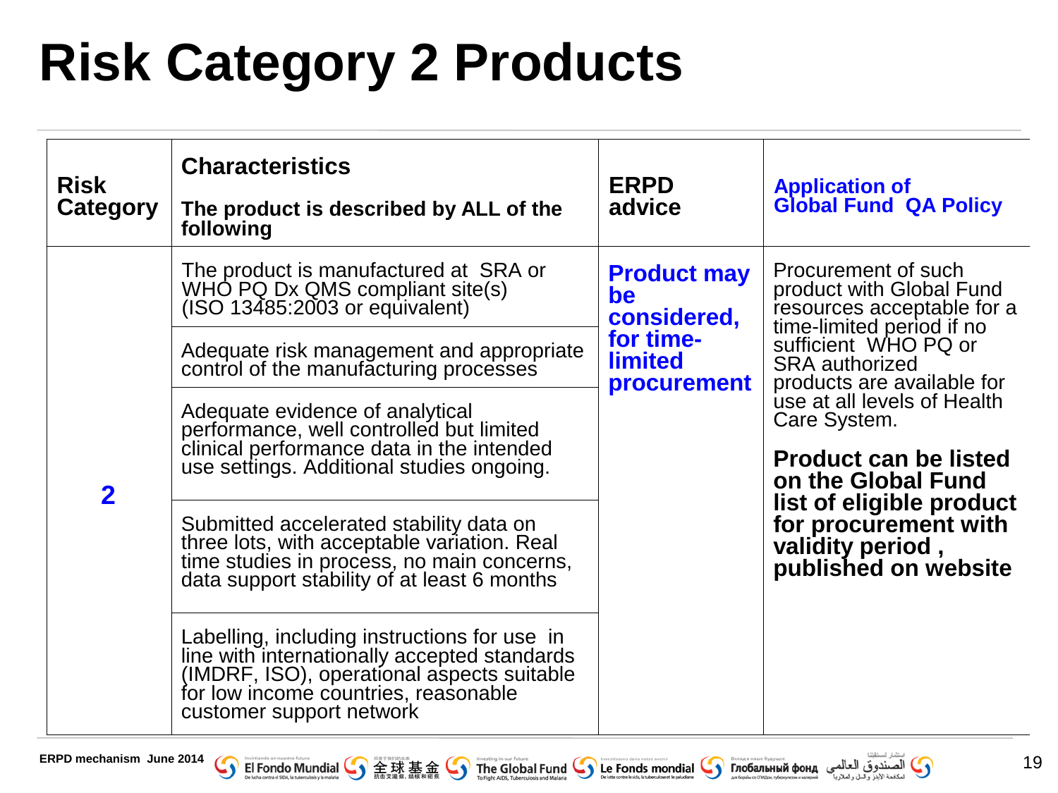# Risk Category 2 Products

| Risk Category | Characteristics<br><br>The product is described by ALL of the following | ERPD advice | Application of Global Fund QA Policy |
|---|---|---|---|
| **2** | The product is manufactured at SRA or WHO PQ Dx QMS compliant site(s) (ISO 13485:2003 or equivalent) | **Product may be considered, for time-limited procurement** | Procurement of such product with Global Fund resources acceptable for a time-limited period if no sufficient WHO PQ or SRA authorized products are available for use at all levels of Health Care System.<br><br>**Product can be listed on the Global Fund list of eligible product for procurement with validity period , published on website** |
| | Adequate risk management and appropriate control of the manufacturing processes | | |
| | Adequate evidence of analytical performance, well controlled but limited clinical performance data in the intended use settings. Additional studies ongoing. | | |
| | Submitted accelerated stability data on three lots, with acceptable variation. Real time studies in process, no main concerns, data support stability of at least 6 months | | |
| | Labelling, including instructions for use in line with internationally accepted standards (IMDRF, ISO), operational aspects suitable for low income countries, reasonable customer support network | | |

ERPD mechanism June 2014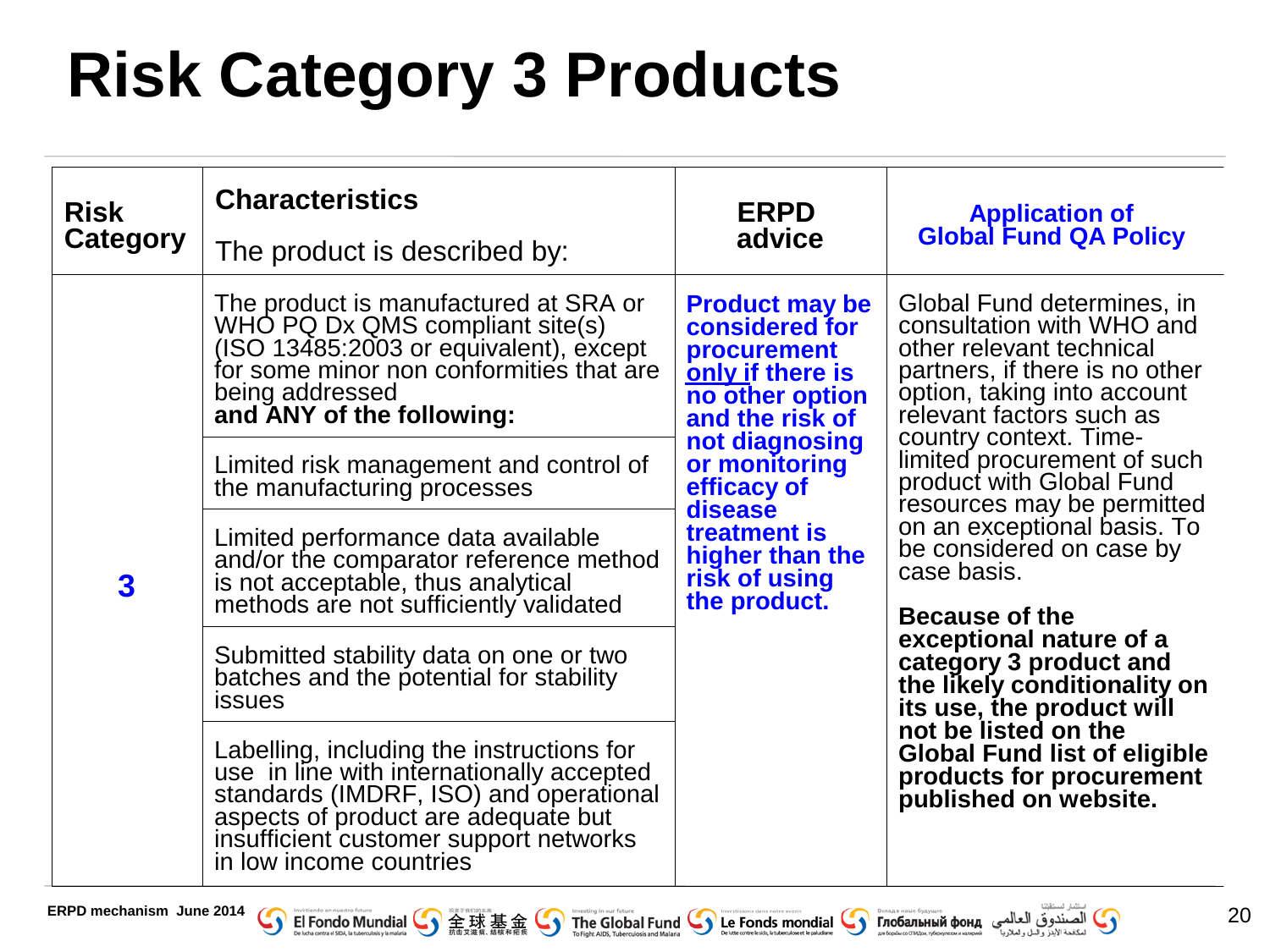# Risk Category 3 Products

| Risk Category | Characteristics<br>The product is described by: | ERPD advice | Application of Global Fund QA Policy |
|---|---|---|---|
| **3** | The product is manufactured at SRA or WHO PQ Dx QMS compliant site(s) (ISO 13485:2003 or equivalent), except for some minor non conformities that are being addressed **and ANY of the following:** | **Product may be considered for procurement <u>only if</u> there is no other option and the risk of not diagnosing or monitoring efficacy of disease treatment is higher than the risk of using the product.** | Global Fund determines, in consultation with WHO and other relevant technical partners, if there is no other option, taking into account relevant factors such as country context. Time-limited procurement of such product with Global Fund resources may be permitted on an exceptional basis. To be considered on case by case basis.<br><br>**Because of the exceptional nature of a category 3 product and the likely conditionality on its use, the product will not be listed on the Global Fund list of eligible products for procurement published on website.** |
| | Limited risk management and control of the manufacturing processes | | |
| | Limited performance data available and/or the comparator reference method is not acceptable, thus analytical methods are not sufficiently validated | | |
| | Submitted stability data on one or two batches and the potential for stability issues | | |
| | Labelling, including the instructions for use in line with internationally accepted standards (IMDRF, ISO) and operational aspects of product are adequate but insufficient customer support networks in low income countries | | |

ERPD mechanism June 2014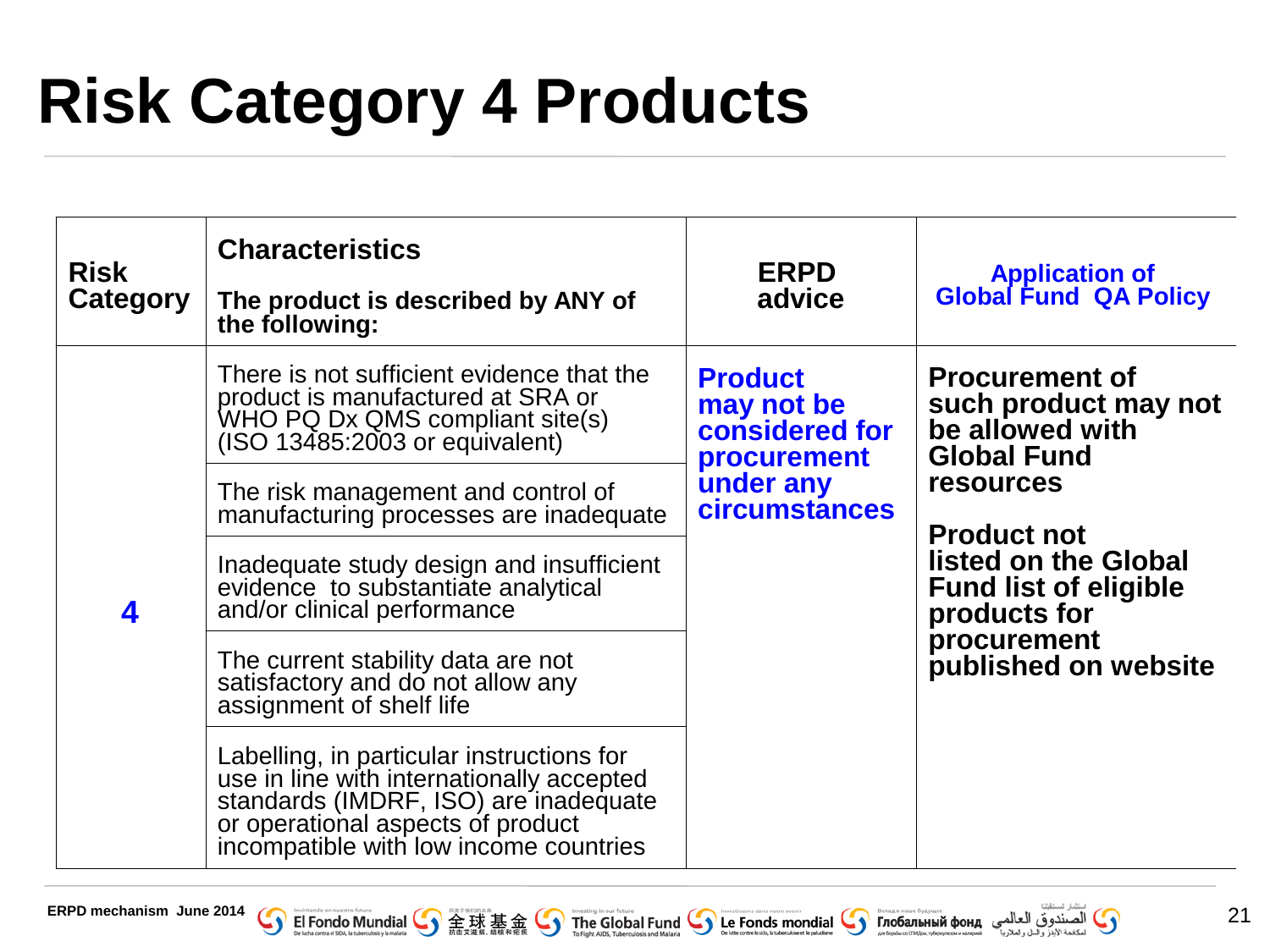# Risk Category 4 Products

| Risk Category | Characteristics<br><br>The product is described by ANY of the following: | ERPD advice | Application of Global Fund QA Policy |
|---|---|---|---|
| 4 | There is not sufficient evidence that the product is manufactured at SRA or WHO PQ Dx QMS compliant site(s) (ISO 13485:2003 or equivalent) | Product may not be considered for procurement under any circumstances | Procurement of such product may not be allowed with Global Fund resources<br><br>Product not listed on the Global Fund list of eligible products for procurement published on website |
| | The risk management and control of manufacturing processes are inadequate | | |
| | Inadequate study design and insufficient evidence to substantiate analytical and/or clinical performance | | |
| | The current stability data are not satisfactory and do not allow any assignment of shelf life | | |
| | Labelling, in particular instructions for use in line with internationally accepted standards (IMDRF, ISO) are inadequate or operational aspects of product incompatible with low income countries | | |

ERPD mechanism June 2014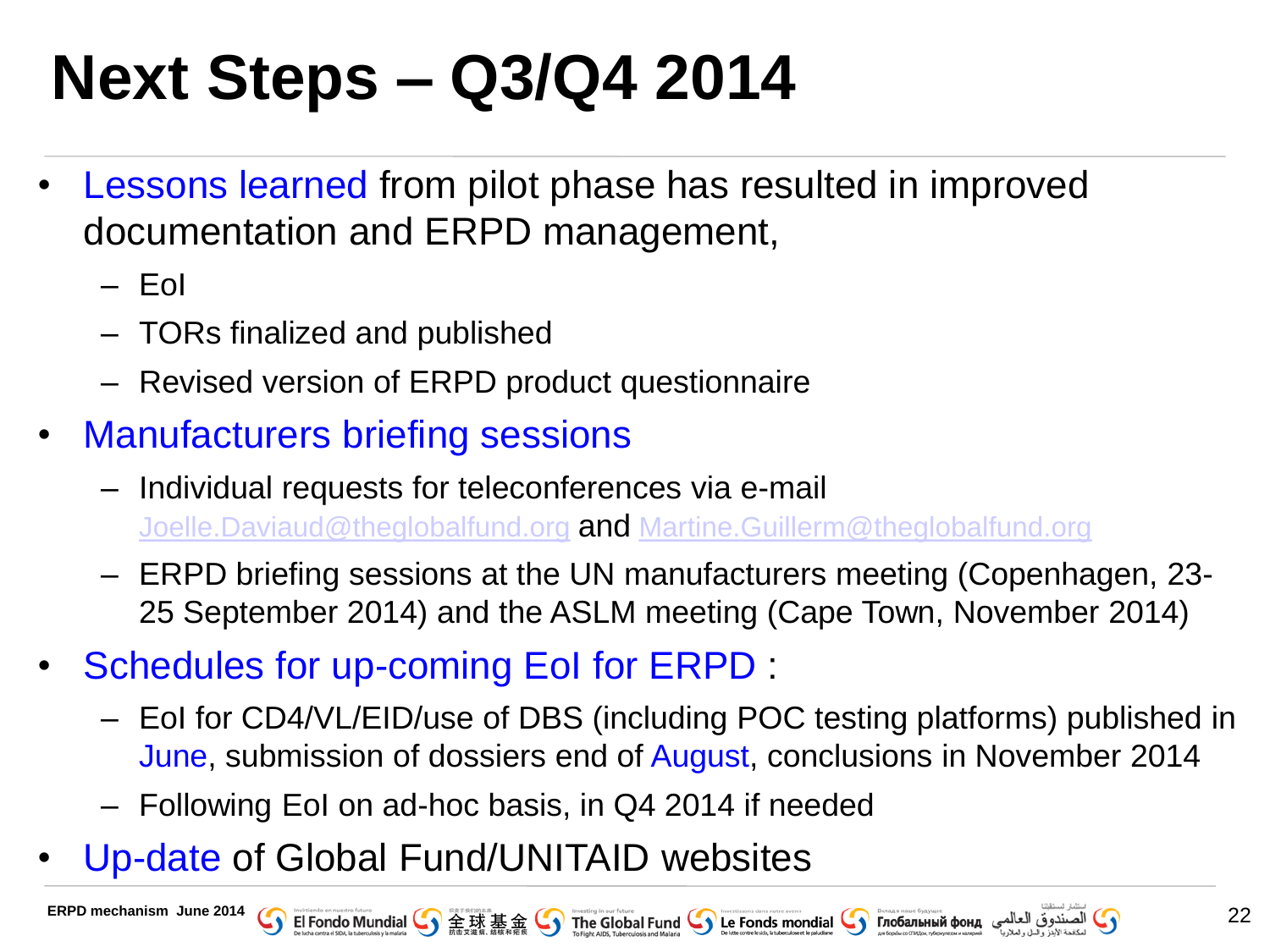# Next Steps – Q3/Q4 2014

- Lessons learned from pilot phase has resulted in improved documentation and ERPD management,
  - EoI
  - TORs finalized and published
  - Revised version of ERPD product questionnaire
- Manufacturers briefing sessions
  - Individual requests for teleconferences via e-mail Joelle.Daviaud@theglobalfund.org and Martine.Guillerm@theglobalfund.org
  - ERPD briefing sessions at the UN manufacturers meeting (Copenhagen, 23-25 September 2014) and the ASLM meeting (Cape Town, November 2014)
- Schedules for up-coming EoI for ERPD :
  - EoI for CD4/VL/EID/use of DBS (including POC testing platforms) published in June, submission of dossiers end of August, conclusions in November 2014
  - Following EoI on ad-hoc basis, in Q4 2014 if needed
- Up-date of Global Fund/UNITAID websites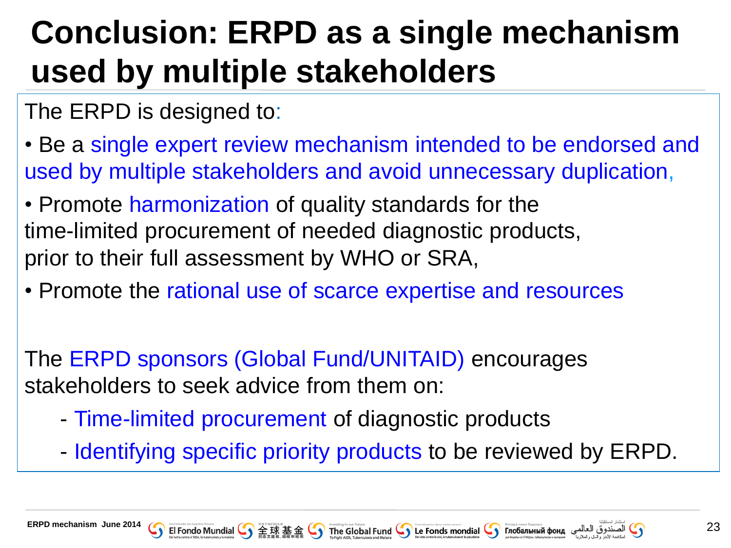# Conclusion: ERPD as a single mechanism used by multiple stakeholders

The ERPD is designed to:

- Be a single expert review mechanism intended to be endorsed and used by multiple stakeholders and avoid unnecessary duplication,
- Promote harmonization of quality standards for the time-limited procurement of needed diagnostic products, prior to their full assessment by WHO or SRA,
- Promote the rational use of scarce expertise and resources

The ERPD sponsors (Global Fund/UNITAID) encourages stakeholders to seek advice from them on:

- Time-limited procurement of diagnostic products
- Identifying specific priority products to be reviewed by ERPD.